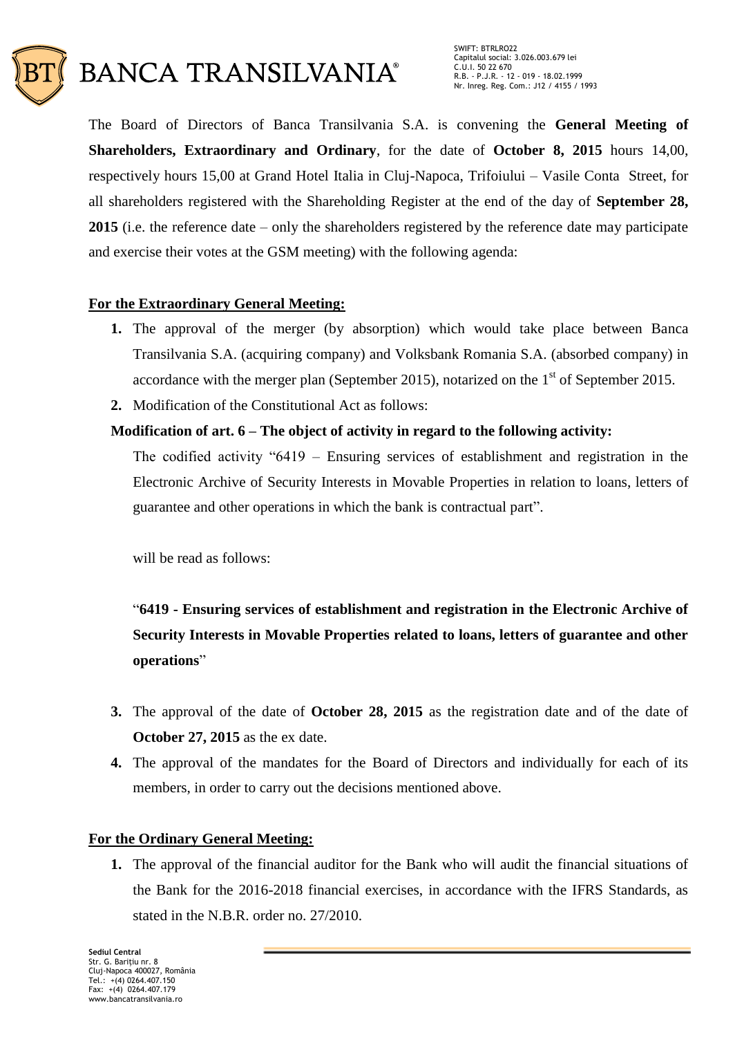The Board of Directors of Banca Transilvania S.A. is convening the **General Meeting of Shareholders, Extraordinary and Ordinary**, for the date of **October 8, 2015** hours 14,00, respectively hours 15,00 at Grand Hotel Italia in Cluj-Napoca, Trifoiului – Vasile Conta Street, for all shareholders registered with the Shareholding Register at the end of the day of **September 28, 2015** (i.e. the reference date – only the shareholders registered by the reference date may participate and exercise their votes at the GSM meeting) with the following agenda:

**For the Extraordinary General Meeting:**

1. The approval of the merger (by absorption) which would take place between Banca Transilvania S.A. (acquiring company) and Volksbank Romania S.A. (absorbed company) in accordance with the merger plan (September 2015), notarized on the 1st of September 2015.
2. Modification of the Constitutional Act as follows:

**Modification of art. 6 – The object of activity in regard to the following activity:**

The codified activity "6419 – Ensuring services of establishment and registration in the Electronic Archive of Security Interests in Movable Properties in relation to loans, letters of guarantee and other operations in which the bank is contractual part".

will be read as follows:

"**6419 - Ensuring services of establishment and registration in the Electronic Archive of Security Interests in Movable Properties related to loans, letters of guarantee and other operations**"

3. The approval of the date of **October 28, 2015** as the registration date and of the date of **October 27, 2015** as the ex date.
4. The approval of the mandates for the Board of Directors and individually for each of its members, in order to carry out the decisions mentioned above.

**For the Ordinary General Meeting:**

1. The approval of the financial auditor for the Bank who will audit the financial situations of the Bank for the 2016-2018 financial exercises, in accordance with the IFRS Standards, as stated in the N.B.R. order no. 27/2010.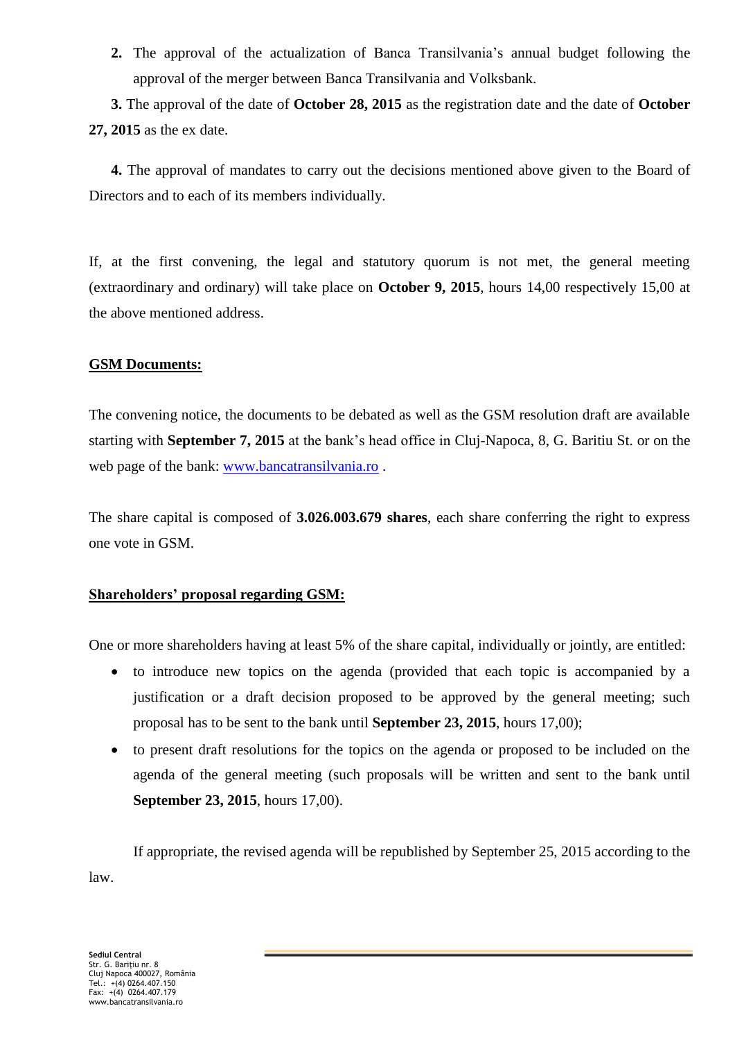2. The approval of the actualization of Banca Transilvania's annual budget following the approval of the merger between Banca Transilvania and Volksbank.

3. The approval of the date of **October 28, 2015** as the registration date and the date of **October 27, 2015** as the ex date.

4. The approval of mandates to carry out the decisions mentioned above given to the Board of Directors and to each of its members individually.

If, at the first convening, the legal and statutory quorum is not met, the general meeting (extraordinary and ordinary) will take place on **October 9, 2015**, hours 14,00 respectively 15,00 at the above mentioned address.

**GSM Documents:**

The convening notice, the documents to be debated as well as the GSM resolution draft are available starting with **September 7, 2015** at the bank's head office in Cluj-Napoca, 8, G. Baritiu St. or on the web page of the bank: www.bancatransilvania.ro .

The share capital is composed of **3.026.003.679 shares**, each share conferring the right to express one vote in GSM.

**Shareholders' proposal regarding GSM:**

One or more shareholders having at least 5% of the share capital, individually or jointly, are entitled:

- to introduce new topics on the agenda (provided that each topic is accompanied by a justification or a draft decision proposed to be approved by the general meeting; such proposal has to be sent to the bank until **September 23, 2015**, hours 17,00);
- to present draft resolutions for the topics on the agenda or proposed to be included on the agenda of the general meeting (such proposals will be written and sent to the bank until **September 23, 2015**, hours 17,00).

If appropriate, the revised agenda will be republished by September 25, 2015 according to the law.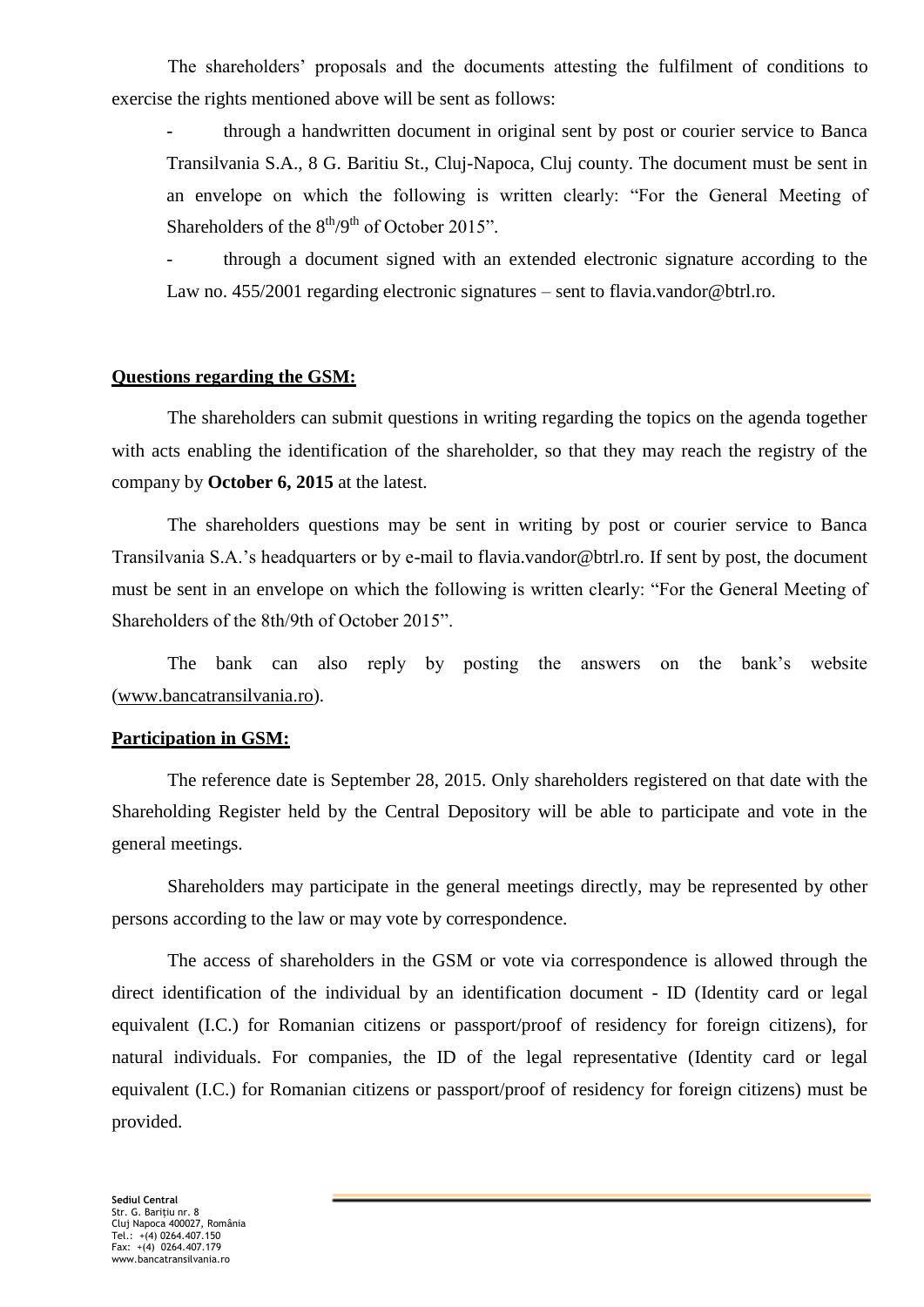The shareholders' proposals and the documents attesting the fulfilment of conditions to exercise the rights mentioned above will be sent as follows:

- through a handwritten document in original sent by post or courier service to Banca Transilvania S.A., 8 G. Baritiu St., Cluj-Napoca, Cluj county. The document must be sent in an envelope on which the following is written clearly: "For the General Meeting of Shareholders of the 8th/9th of October 2015".
- through a document signed with an extended electronic signature according to the Law no. 455/2001 regarding electronic signatures – sent to flavia.vandor@btrl.ro.

**Questions regarding the GSM:**

The shareholders can submit questions in writing regarding the topics on the agenda together with acts enabling the identification of the shareholder, so that they may reach the registry of the company by **October 6, 2015** at the latest.

The shareholders questions may be sent in writing by post or courier service to Banca Transilvania S.A.'s headquarters or by e-mail to flavia.vandor@btrl.ro. If sent by post, the document must be sent in an envelope on which the following is written clearly: "For the General Meeting of Shareholders of the 8th/9th of October 2015".

The bank can also reply by posting the answers on the bank's website (www.bancatransilvania.ro).

**Participation in GSM:**

The reference date is September 28, 2015. Only shareholders registered on that date with the Shareholding Register held by the Central Depository will be able to participate and vote in the general meetings.

Shareholders may participate in the general meetings directly, may be represented by other persons according to the law or may vote by correspondence.

The access of shareholders in the GSM or vote via correspondence is allowed through the direct identification of the individual by an identification document - ID (Identity card or legal equivalent (I.C.) for Romanian citizens or passport/proof of residency for foreign citizens), for natural individuals. For companies, the ID of the legal representative (Identity card or legal equivalent (I.C.) for Romanian citizens or passport/proof of residency for foreign citizens) must be provided.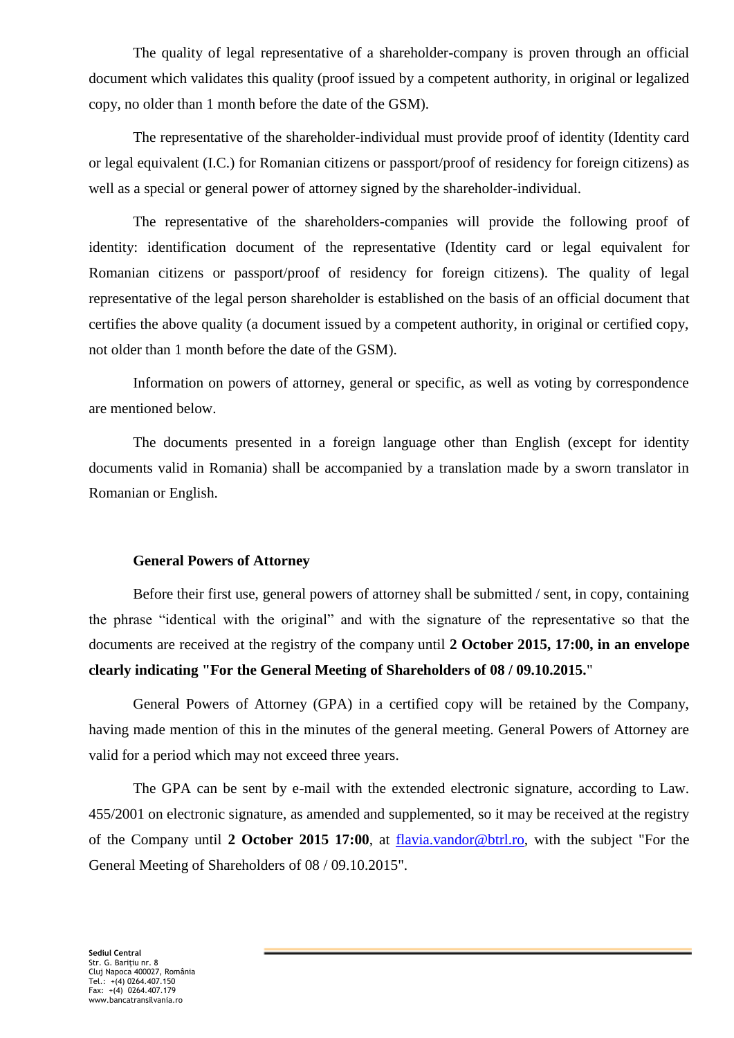The quality of legal representative of a shareholder-company is proven through an official document which validates this quality (proof issued by a competent authority, in original or legalized copy, no older than 1 month before the date of the GSM).

The representative of the shareholder-individual must provide proof of identity (Identity card or legal equivalent (I.C.) for Romanian citizens or passport/proof of residency for foreign citizens) as well as a special or general power of attorney signed by the shareholder-individual.

The representative of the shareholders-companies will provide the following proof of identity: identification document of the representative (Identity card or legal equivalent for Romanian citizens or passport/proof of residency for foreign citizens). The quality of legal representative of the legal person shareholder is established on the basis of an official document that certifies the above quality (a document issued by a competent authority, in original or certified copy, not older than 1 month before the date of the GSM).

Information on powers of attorney, general or specific, as well as voting by correspondence are mentioned below.

The documents presented in a foreign language other than English (except for identity documents valid in Romania) shall be accompanied by a translation made by a sworn translator in Romanian or English.

**General Powers of Attorney**

Before their first use, general powers of attorney shall be submitted / sent, in copy, containing the phrase "identical with the original" and with the signature of the representative so that the documents are received at the registry of the company until **2 October 2015, 17:00, in an envelope clearly indicating "For the General Meeting of Shareholders of 08 / 09.10.2015.**"

General Powers of Attorney (GPA) in a certified copy will be retained by the Company, having made mention of this in the minutes of the general meeting. General Powers of Attorney are valid for a period which may not exceed three years.

The GPA can be sent by e-mail with the extended electronic signature, according to Law. 455/2001 on electronic signature, as amended and supplemented, so it may be received at the registry of the Company until **2 October 2015 17:00**, at flavia.vandor@btrl.ro, with the subject "For the General Meeting of Shareholders of 08 / 09.10.2015".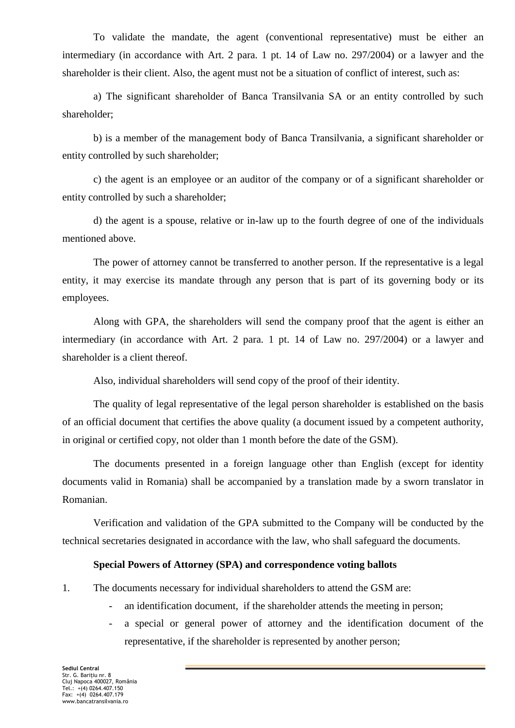To validate the mandate, the agent (conventional representative) must be either an intermediary (in accordance with Art. 2 para. 1 pt. 14 of Law no. 297/2004) or a lawyer and the shareholder is their client. Also, the agent must not be a situation of conflict of interest, such as:

a) The significant shareholder of Banca Transilvania SA or an entity controlled by such shareholder;

b) is a member of the management body of Banca Transilvania, a significant shareholder or entity controlled by such shareholder;

c) the agent is an employee or an auditor of the company or of a significant shareholder or entity controlled by such a shareholder;

d) the agent is a spouse, relative or in-law up to the fourth degree of one of the individuals mentioned above.

The power of attorney cannot be transferred to another person. If the representative is a legal entity, it may exercise its mandate through any person that is part of its governing body or its employees.

Along with GPA, the shareholders will send the company proof that the agent is either an intermediary (in accordance with Art. 2 para. 1 pt. 14 of Law no. 297/2004) or a lawyer and shareholder is a client thereof.

Also, individual shareholders will send copy of the proof of their identity.

The quality of legal representative of the legal person shareholder is established on the basis of an official document that certifies the above quality (a document issued by a competent authority, in original or certified copy, not older than 1 month before the date of the GSM).

The documents presented in a foreign language other than English (except for identity documents valid in Romania) shall be accompanied by a translation made by a sworn translator in Romanian.

Verification and validation of the GPA submitted to the Company will be conducted by the technical secretaries designated in accordance with the law, who shall safeguard the documents.

**Special Powers of Attorney (SPA) and correspondence voting ballots**

1. The documents necessary for individual shareholders to attend the GSM are:
   - an identification document, if the shareholder attends the meeting in person;
   - a special or general power of attorney and the identification document of the representative, if the shareholder is represented by another person;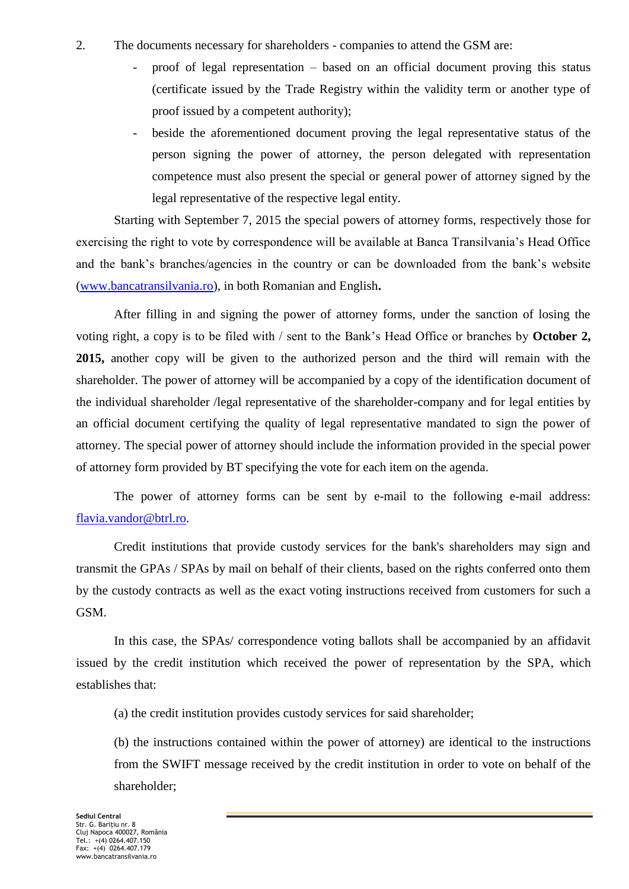2. The documents necessary for shareholders - companies to attend the GSM are:

   - proof of legal representation – based on an official document proving this status (certificate issued by the Trade Registry within the validity term or another type of proof issued by a competent authority);
   - beside the aforementioned document proving the legal representative status of the person signing the power of attorney, the person delegated with representation competence must also present the special or general power of attorney signed by the legal representative of the respective legal entity.

Starting with September 7, 2015 the special powers of attorney forms, respectively those for exercising the right to vote by correspondence will be available at Banca Transilvania's Head Office and the bank's branches/agencies in the country or can be downloaded from the bank's website (www.bancatransilvania.ro), in both Romanian and English**.**

After filling in and signing the power of attorney forms, under the sanction of losing the voting right, a copy is to be filed with / sent to the Bank's Head Office or branches by **October 2, 2015,** another copy will be given to the authorized person and the third will remain with the shareholder. The power of attorney will be accompanied by a copy of the identification document of the individual shareholder /legal representative of the shareholder-company and for legal entities by an official document certifying the quality of legal representative mandated to sign the power of attorney. The special power of attorney should include the information provided in the special power of attorney form provided by BT specifying the vote for each item on the agenda.

The power of attorney forms can be sent by e-mail to the following e-mail address: flavia.vandor@btrl.ro.

Credit institutions that provide custody services for the bank's shareholders may sign and transmit the GPAs / SPAs by mail on behalf of their clients, based on the rights conferred onto them by the custody contracts as well as the exact voting instructions received from customers for such a GSM.

In this case, the SPAs/ correspondence voting ballots shall be accompanied by an affidavit issued by the credit institution which received the power of representation by the SPA, which establishes that:

(a) the credit institution provides custody services for said shareholder;

(b) the instructions contained within the power of attorney) are identical to the instructions from the SWIFT message received by the credit institution in order to vote on behalf of the shareholder;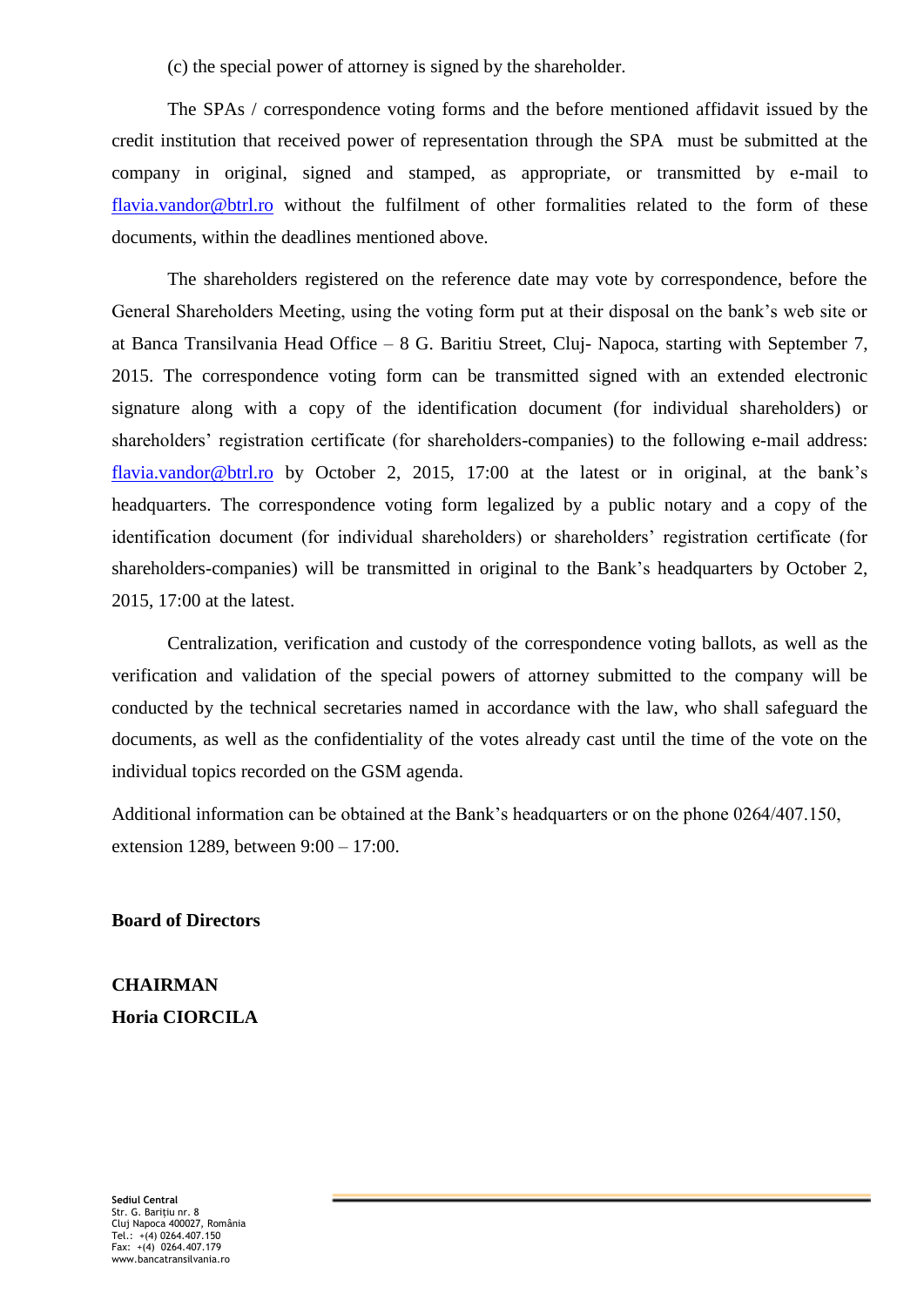(c) the special power of attorney is signed by the shareholder.

The SPAs / correspondence voting forms and the before mentioned affidavit issued by the credit institution that received power of representation through the SPA must be submitted at the company in original, signed and stamped, as appropriate, or transmitted by e-mail to flavia.vandor@btrl.ro without the fulfilment of other formalities related to the form of these documents, within the deadlines mentioned above.

The shareholders registered on the reference date may vote by correspondence, before the General Shareholders Meeting, using the voting form put at their disposal on the bank's web site or at Banca Transilvania Head Office – 8 G. Baritiu Street, Cluj- Napoca, starting with September 7, 2015. The correspondence voting form can be transmitted signed with an extended electronic signature along with a copy of the identification document (for individual shareholders) or shareholders' registration certificate (for shareholders-companies) to the following e-mail address: flavia.vandor@btrl.ro by October 2, 2015, 17:00 at the latest or in original, at the bank's headquarters. The correspondence voting form legalized by a public notary and a copy of the identification document (for individual shareholders) or shareholders' registration certificate (for shareholders-companies) will be transmitted in original to the Bank's headquarters by October 2, 2015, 17:00 at the latest.

Centralization, verification and custody of the correspondence voting ballots, as well as the verification and validation of the special powers of attorney submitted to the company will be conducted by the technical secretaries named in accordance with the law, who shall safeguard the documents, as well as the confidentiality of the votes already cast until the time of the vote on the individual topics recorded on the GSM agenda.

Additional information can be obtained at the Bank's headquarters or on the phone 0264/407.150, extension 1289, between 9:00 – 17:00.

**Board of Directors**

**CHAIRMAN**
**Horia CIORCILA**